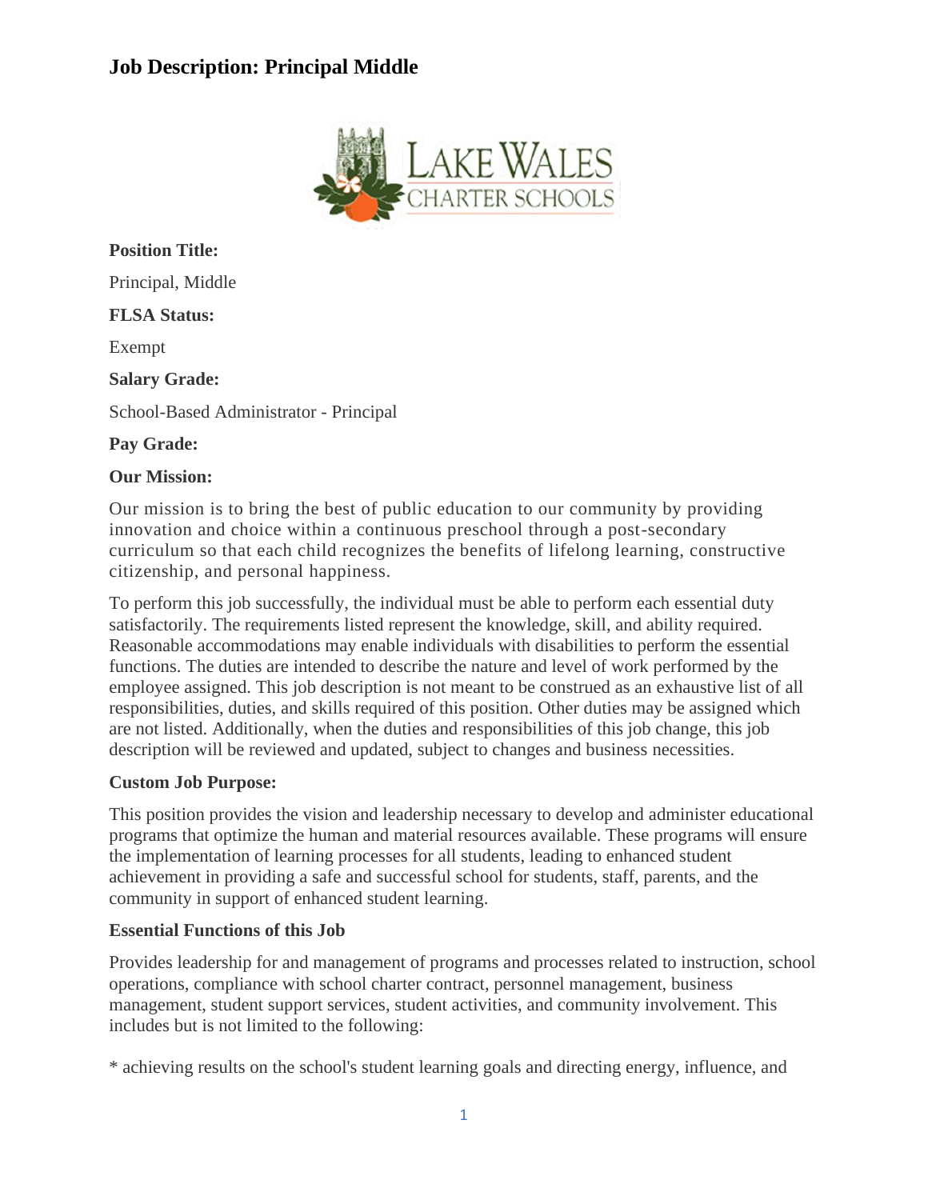# Job Description: Principal Middle

**Position Title:**

Principal, Middle

**FLSA Status:**

Exempt

**Salary Grade:**

School-Based Administrator - Principal

**Pay Grade:**

**Our Mission:**

Our mission is to bring the best of public education to our community by providing innovation and choice within a continuous preschool through a post-secondary curriculum so that each child recognizes the benefits of lifelong learning, constructive citizenship, and personal happiness.

To perform this job successfully, the individual must be able to perform each essential duty satisfactorily. The requirements listed represent the knowledge, skill, and ability required. Reasonable accommodations may enable individuals with disabilities to perform the essential functions. The duties are intended to describe the nature and level of work performed by the employee assigned. This job description is not meant to be construed as an exhaustive list of all responsibilities, duties, and skills required of this position. Other duties may be assigned which are not listed. Additionally, when the duties and responsibilities of this job change, this job description will be reviewed and updated, subject to changes and business necessities.

**Custom Job Purpose:**

This position provides the vision and leadership necessary to develop and administer educational programs that optimize the human and material resources available. These programs will ensure the implementation of learning processes for all students, leading to enhanced student achievement in providing a safe and successful school for students, staff, parents, and the community in support of enhanced student learning.

**Essential Functions of this Job**

Provides leadership for and management of programs and processes related to instruction, school operations, compliance with school charter contract, personnel management, business management, student support services, student activities, and community involvement. This includes but is not limited to the following:

* achieving results on the school's student learning goals and directing energy, influence, and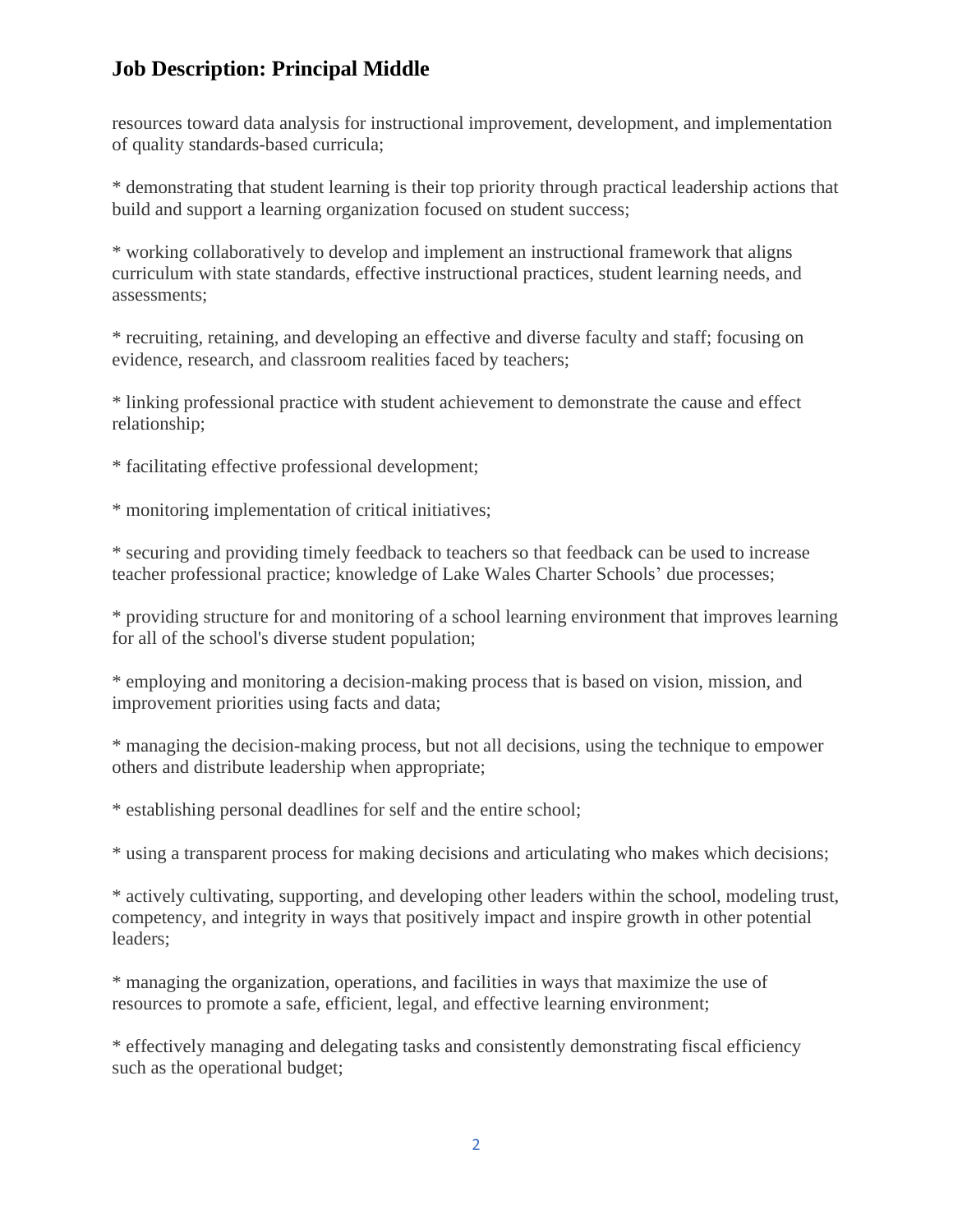resources toward data analysis for instructional improvement, development, and implementation of quality standards-based curricula;

* demonstrating that student learning is their top priority through practical leadership actions that build and support a learning organization focused on student success;

* working collaboratively to develop and implement an instructional framework that aligns curriculum with state standards, effective instructional practices, student learning needs, and assessments;

* recruiting, retaining, and developing an effective and diverse faculty and staff; focusing on evidence, research, and classroom realities faced by teachers;

* linking professional practice with student achievement to demonstrate the cause and effect relationship;

* facilitating effective professional development;

* monitoring implementation of critical initiatives;

* securing and providing timely feedback to teachers so that feedback can be used to increase teacher professional practice; knowledge of Lake Wales Charter Schools' due processes;

* providing structure for and monitoring of a school learning environment that improves learning for all of the school's diverse student population;

* employing and monitoring a decision-making process that is based on vision, mission, and improvement priorities using facts and data;

* managing the decision-making process, but not all decisions, using the technique to empower others and distribute leadership when appropriate;

* establishing personal deadlines for self and the entire school;

* using a transparent process for making decisions and articulating who makes which decisions;

* actively cultivating, supporting, and developing other leaders within the school, modeling trust, competency, and integrity in ways that positively impact and inspire growth in other potential leaders;

* managing the organization, operations, and facilities in ways that maximize the use of resources to promote a safe, efficient, legal, and effective learning environment;

* effectively managing and delegating tasks and consistently demonstrating fiscal efficiency such as the operational budget;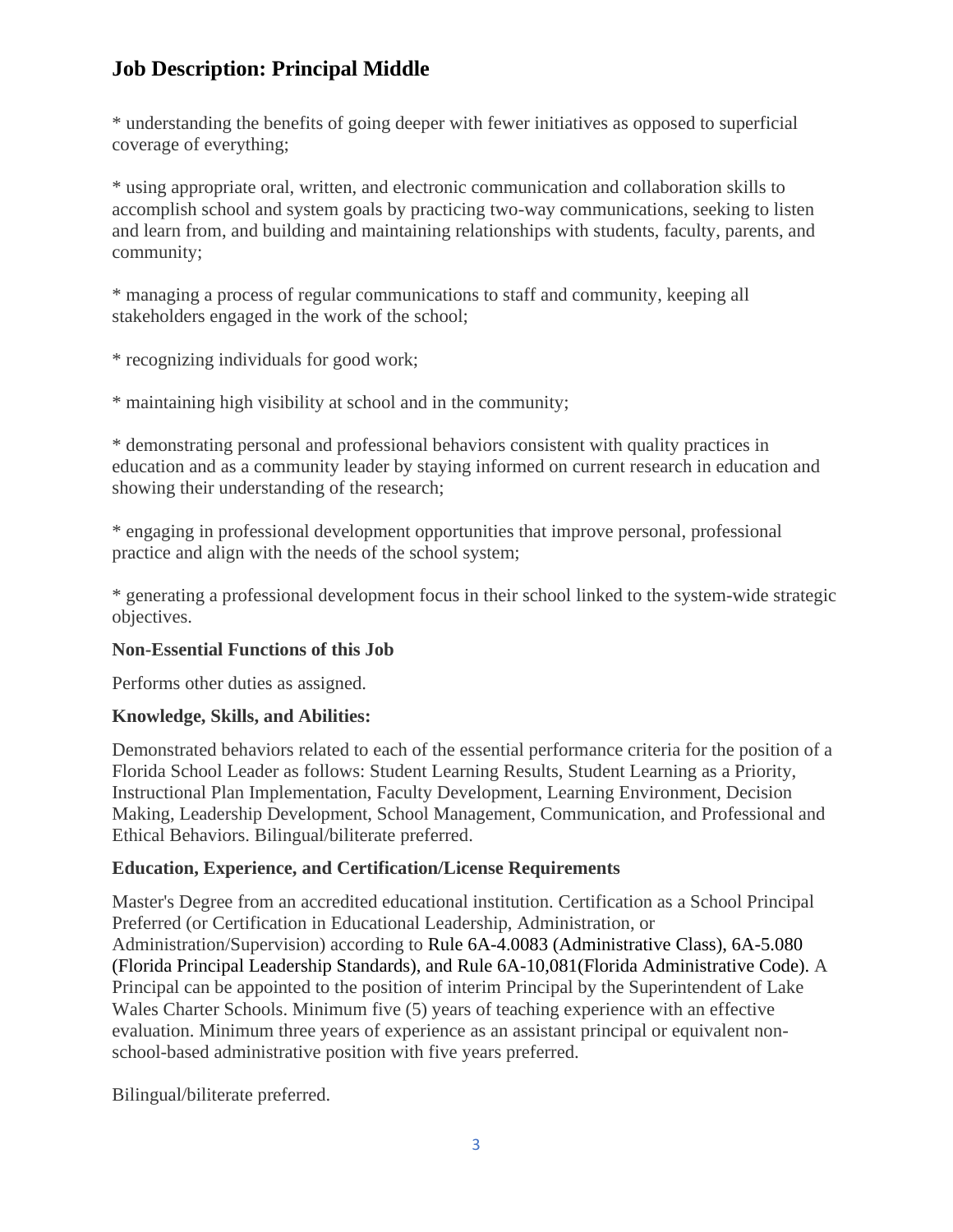# Job Description: Principal Middle

* understanding the benefits of going deeper with fewer initiatives as opposed to superficial coverage of everything;

* using appropriate oral, written, and electronic communication and collaboration skills to accomplish school and system goals by practicing two-way communications, seeking to listen and learn from, and building and maintaining relationships with students, faculty, parents, and community;

* managing a process of regular communications to staff and community, keeping all stakeholders engaged in the work of the school;

* recognizing individuals for good work;

* maintaining high visibility at school and in the community;

* demonstrating personal and professional behaviors consistent with quality practices in education and as a community leader by staying informed on current research in education and showing their understanding of the research;

* engaging in professional development opportunities that improve personal, professional practice and align with the needs of the school system;

* generating a professional development focus in their school linked to the system-wide strategic objectives.

**Non-Essential Functions of this Job**

Performs other duties as assigned.

**Knowledge, Skills, and Abilities:**

Demonstrated behaviors related to each of the essential performance criteria for the position of a Florida School Leader as follows: Student Learning Results, Student Learning as a Priority, Instructional Plan Implementation, Faculty Development, Learning Environment, Decision Making, Leadership Development, School Management, Communication, and Professional and Ethical Behaviors. Bilingual/biliterate preferred.

**Education, Experience, and Certification/License Requirements**

Master's Degree from an accredited educational institution. Certification as a School Principal Preferred (or Certification in Educational Leadership, Administration, or Administration/Supervision) according to Rule 6A-4.0083 (Administrative Class), 6A-5.080 (Florida Principal Leadership Standards), and Rule 6A-10,081(Florida Administrative Code). A Principal can be appointed to the position of interim Principal by the Superintendent of Lake Wales Charter Schools. Minimum five (5) years of teaching experience with an effective evaluation. Minimum three years of experience as an assistant principal or equivalent non-school-based administrative position with five years preferred.

Bilingual/biliterate preferred.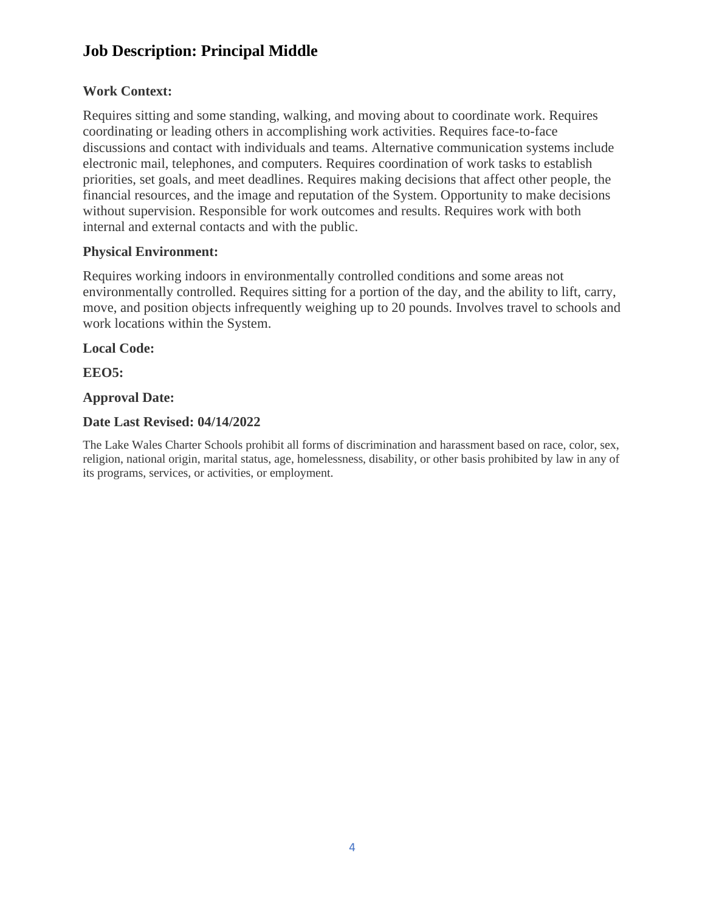## Job Description: Principal Middle

### Work Context:

Requires sitting and some standing, walking, and moving about to coordinate work. Requires coordinating or leading others in accomplishing work activities. Requires face-to-face discussions and contact with individuals and teams. Alternative communication systems include electronic mail, telephones, and computers. Requires coordination of work tasks to establish priorities, set goals, and meet deadlines. Requires making decisions that affect other people, the financial resources, and the image and reputation of the System. Opportunity to make decisions without supervision. Responsible for work outcomes and results. Requires work with both internal and external contacts and with the public.

### Physical Environment:

Requires working indoors in environmentally controlled conditions and some areas not environmentally controlled. Requires sitting for a portion of the day, and the ability to lift, carry, move, and position objects infrequently weighing up to 20 pounds. Involves travel to schools and work locations within the System.

### Local Code:

### EEO5:

### Approval Date:

### Date Last Revised: 04/14/2022

The Lake Wales Charter Schools prohibit all forms of discrimination and harassment based on race, color, sex, religion, national origin, marital status, age, homelessness, disability, or other basis prohibited by law in any of its programs, services, or activities, or employment.